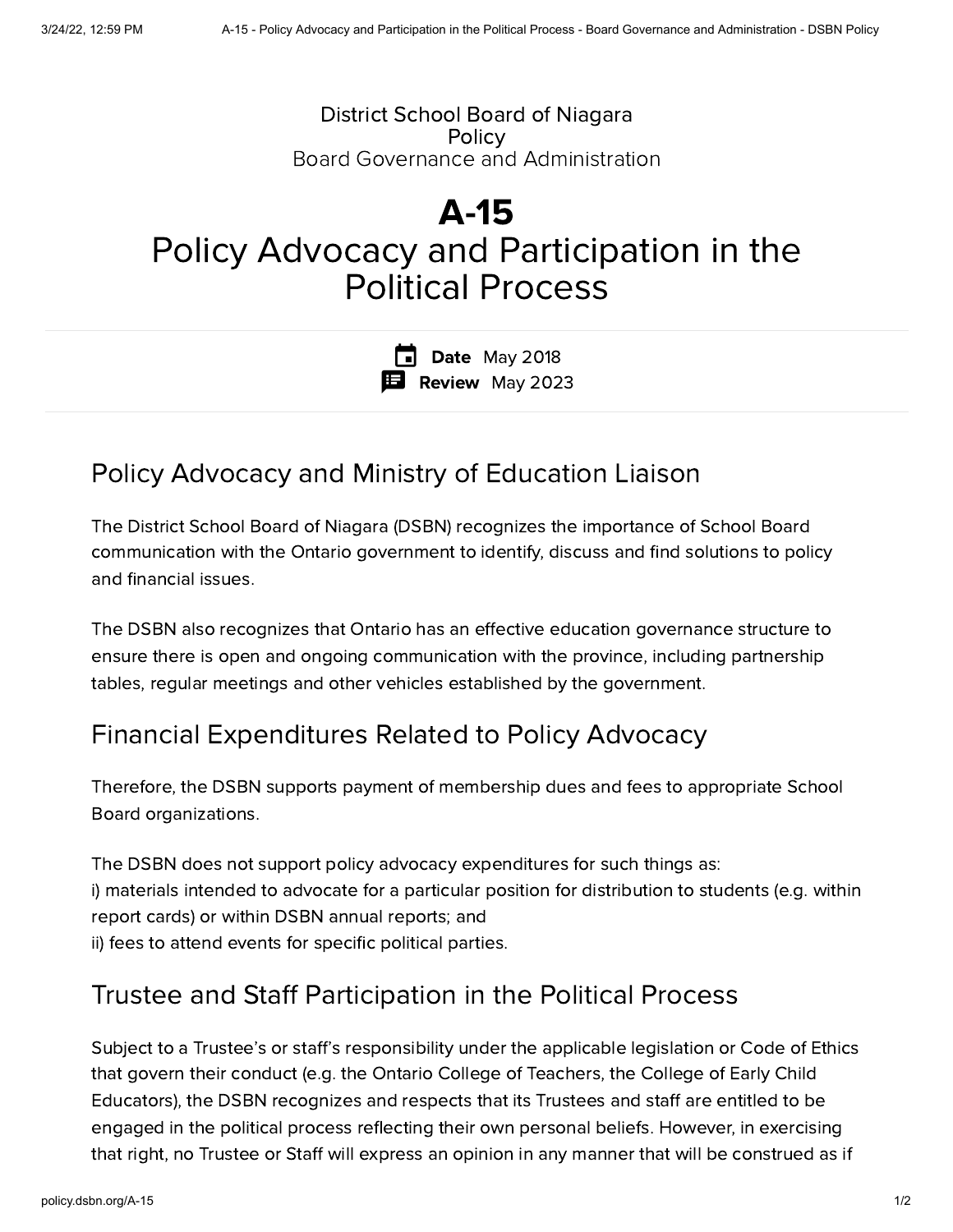District School Board of Niagara
Policy
Board Governance and Administration

# A-15
# Policy Advocacy and Participation in the Political Process

**Date** May 2018
**Review** May 2023

## Policy Advocacy and Ministry of Education Liaison

The District School Board of Niagara (DSBN) recognizes the importance of School Board communication with the Ontario government to identify, discuss and find solutions to policy and financial issues.

The DSBN also recognizes that Ontario has an effective education governance structure to ensure there is open and ongoing communication with the province, including partnership tables, regular meetings and other vehicles established by the government.

## Financial Expenditures Related to Policy Advocacy

Therefore, the DSBN supports payment of membership dues and fees to appropriate School Board organizations.

The DSBN does not support policy advocacy expenditures for such things as:
i) materials intended to advocate for a particular position for distribution to students (e.g. within report cards) or within DSBN annual reports; and
ii) fees to attend events for specific political parties.

## Trustee and Staff Participation in the Political Process

Subject to a Trustee's or staff's responsibility under the applicable legislation or Code of Ethics that govern their conduct (e.g. the Ontario College of Teachers, the College of Early Child Educators), the DSBN recognizes and respects that its Trustees and staff are entitled to be engaged in the political process reflecting their own personal beliefs. However, in exercising that right, no Trustee or Staff will express an opinion in any manner that will be construed as if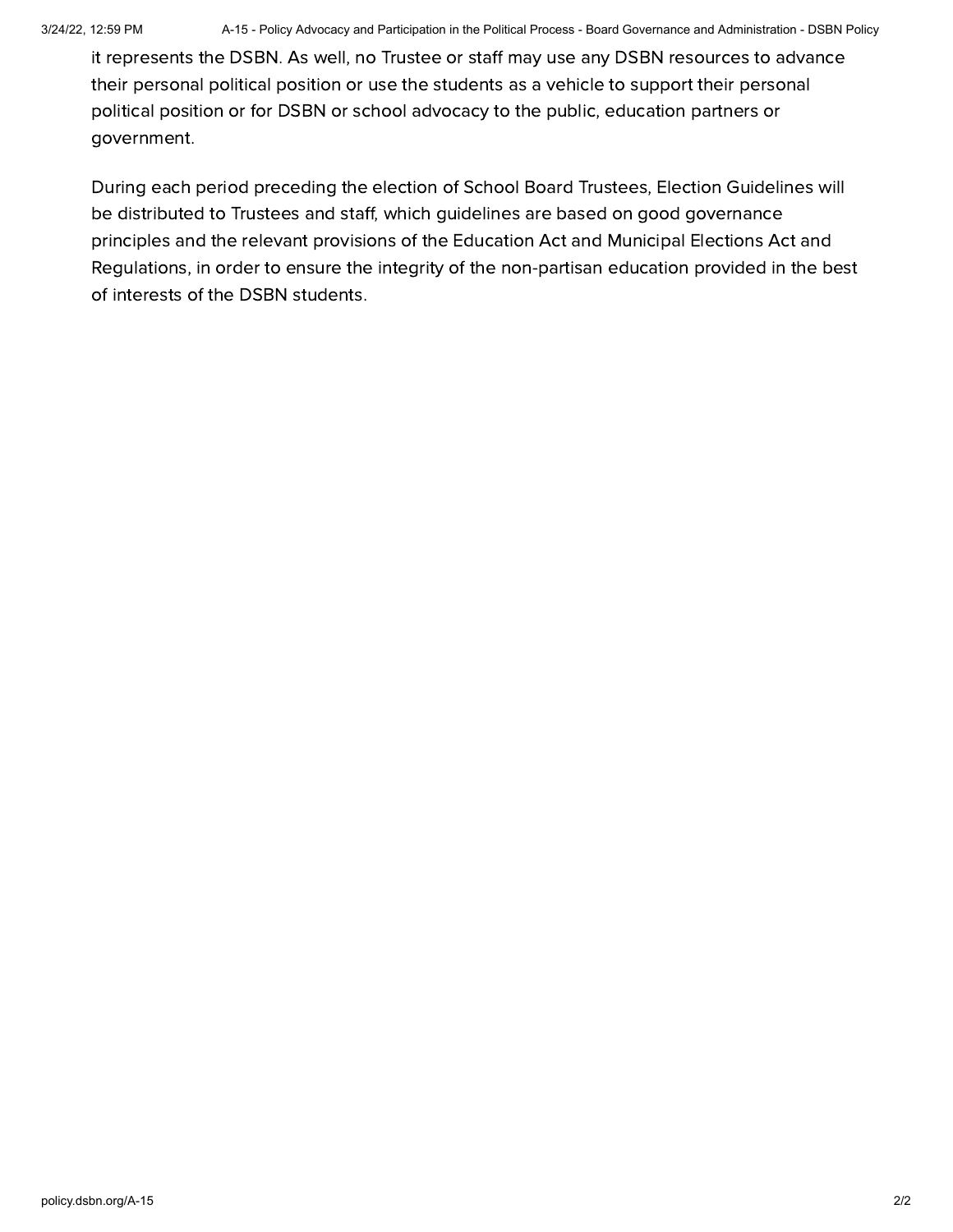it represents the DSBN. As well, no Trustee or staff may use any DSBN resources to advance their personal political position or use the students as a vehicle to support their personal political position or for DSBN or school advocacy to the public, education partners or government.

During each period preceding the election of School Board Trustees, Election Guidelines will be distributed to Trustees and staff, which guidelines are based on good governance principles and the relevant provisions of the Education Act and Municipal Elections Act and Regulations, in order to ensure the integrity of the non-partisan education provided in the best of interests of the DSBN students.